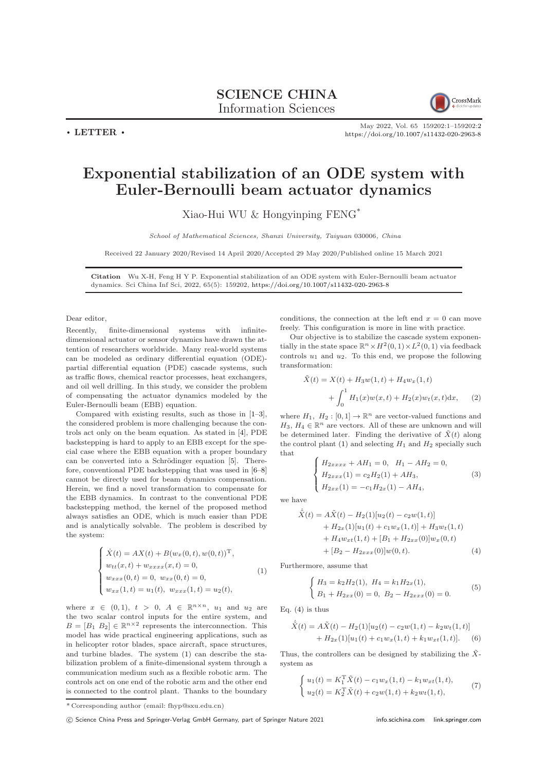**SCIENCE CHINA**
**Information Sciences**

• **LETTER** •

# Exponential stabilization of an ODE system with Euler-Bernoulli beam actuator dynamics

Xiao-Hui WU & Hongyinping FENG*

*School of Mathematical Sciences, Shanxi University, Taiyuan* 030006*, China*

Received 22 January 2020/Revised 14 April 2020/Accepted 29 May 2020/Published online 15 March 2021

**Citation** Wu X-H, Feng H Y P. Exponential stabilization of an ODE system with Euler-Bernoulli beam actuator dynamics. Sci China Inf Sci, 2022, 65(5): 159202, https://doi.org/10.1007/s11432-020-2963-8

Dear editor,

Recently, finite-dimensional systems with infinite-dimensional actuator or sensor dynamics have drawn the attention of researchers worldwide. Many real-world systems can be modeled as ordinary differential equation (ODE)-partial differential equation (PDE) cascade systems, such as traffic flows, chemical reactor processes, heat exchangers, and oil well drilling. In this study, we consider the problem of compensating the actuator dynamics modeled by the Euler-Bernoulli beam (EBB) equation.

Compared with existing results, such as those in [1–3], the considered problem is more challenging because the controls act only on the beam equation. As stated in [4], PDE backstepping is hard to apply to an EBB except for the special case where the EBB equation with a proper boundary can be converted into a Schrödinger equation [5]. Therefore, conventional PDE backstepping that was used in [6–8] cannot be directly used for beam dynamics compensation. Herein, we find a novel transformation to compensate for the EBB dynamics. In contrast to the conventional PDE backstepping method, the kernel of the proposed method always satisfies an ODE, which is much easier than PDE and is analytically solvable. The problem is described by the system:

$$
\begin{cases}
\dot{X}(t) = AX(t) + B(w_x(0,t), w(0,t))^{\mathrm{T}}, \\
w_{tt}(x,t) + w_{xxxx}(x,t) = 0, \\
w_{xxx}(0,t) = 0,\ w_{xx}(0,t) = 0, \\
w_{xx}(1,t) = u_1(t),\ w_{xxx}(1,t) = u_2(t),
\end{cases}
\tag{1}
$$

where $x \in (0,1)$, $t > 0$, $A \in \mathbb{R}^{n\times n}$, $u_1$ and $u_2$ are the two scalar control inputs for the entire system, and $B = [B_1\ B_2] \in \mathbb{R}^{n\times 2}$ represents the interconnection. This model has wide practical engineering applications, such as in helicopter rotor blades, space aircraft, space structures, and turbine blades. The system (1) can describe the stabilization problem of a finite-dimensional system through a communication medium such as a flexible robotic arm. The controls act on one end of the robotic arm and the other end is connected to the control plant. Thanks to the boundary conditions, the connection at the left end $x = 0$ can move freely. This configuration is more in line with practice.

Our objective is to stabilize the cascade system exponentially in the state space $\mathbb{R}^n \times H^2(0,1) \times L^2(0,1)$ via feedback controls $u_1$ and $u_2$. To this end, we propose the following transformation:

$$
\tilde{X}(t) = X(t) + H_3 w(1,t) + H_4 w_x(1,t) + \int_0^1 H_1(x)w(x,t) + H_2(x)w_t(x,t)\mathrm{d}x, \tag{2}
$$

where $H_1,\ H_2 : [0,1] \to \mathbb{R}^n$ are vector-valued functions and $H_3,\ H_4 \in \mathbb{R}^n$ are vectors. All of these are unknown and will be determined later. Finding the derivative of $\tilde{X}(t)$ along the control plant (1) and selecting $H_1$ and $H_2$ specially such that

$$
\begin{cases}
H_{2xxxx} + AH_1 = 0,\ \ H_1 - AH_2 = 0, \\
H_{2xxx}(1) = c_2 H_2(1) + AH_3, \\
H_{2xx}(1) = -c_1 H_{2x}(1) - AH_4,
\end{cases}
\tag{3}
$$

we have

$$
\begin{aligned}
\dot{\tilde{X}}(t) = {} & A\tilde{X}(t) - H_2(1)[u_2(t) - c_2 w(1,t)] \\
& + H_{2x}(1)[u_1(t) + c_1 w_x(1,t)] + H_3 w_t(1,t) \\
& + H_4 w_{xt}(1,t) + [B_1 + H_{2xx}(0)]w_x(0,t) \\
& + [B_2 - H_{2xxx}(0)]w(0,t).
\end{aligned}
\tag{4}
$$

Furthermore, assume that

$$
\begin{cases}
H_3 = k_2 H_2(1),\ H_4 = k_1 H_{2x}(1), \\
B_1 + H_{2xx}(0) = 0,\ B_2 - H_{2xxx}(0) = 0.
\end{cases}
\tag{5}
$$

Eq. (4) is thus

$$
\begin{aligned}
\dot{\tilde{X}}(t) = {} & A\tilde{X}(t) - H_2(1)[u_2(t) - c_2 w(1,t) - k_2 w_t(1,t)] \\
& + H_{2x}(1)[u_1(t) + c_1 w_x(1,t) + k_1 w_{xt}(1,t)].
\end{aligned}
\tag{6}
$$

Thus, the controllers can be designed by stabilizing the $\tilde{X}$-system as

$$
\begin{cases}
u_1(t) = K_1^{\mathrm{T}}\tilde{X}(t) - c_1 w_x(1,t) - k_1 w_{xt}(1,t), \\
u_2(t) = K_2^{\mathrm{T}}\tilde{X}(t) + c_2 w(1,t) + k_2 w_t(1,t),
\end{cases}
\tag{7}
$$

---

\* Corresponding author (email: fhyp@sxu.edu.cn)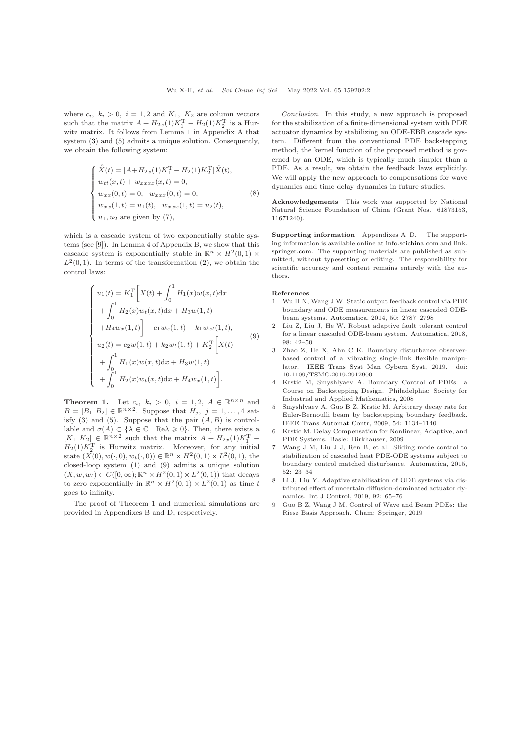where $c_i,\ k_i > 0,\ i = 1, 2$ and $K_1,\ K_2$ are column vectors such that the matrix $A + H_{2x}(1)K_1^{\mathrm{T}} - H_2(1)K_2^{\mathrm{T}}$ is a Hurwitz matrix. It follows from Lemma 1 in Appendix A that system (3) and (5) admits a unique solution. Consequently, we obtain the following system:

$$
\begin{cases}
\dot{\tilde{X}}(t) = [A + H_{2x}(1)K_1^{\mathrm{T}} - H_2(1)K_2^{\mathrm{T}}]\tilde{X}(t), \\
w_{tt}(x,t) + w_{xxxx}(x,t) = 0, \\
w_{xx}(0,t) = 0, \quad w_{xxx}(0,t) = 0, \\
w_{xx}(1,t) = u_1(t), \quad w_{xxx}(1,t) = u_2(t), \\
u_1, u_2 \text{ are given by (7)},
\end{cases}
\tag{8}
$$

which is a cascade system of two exponentially stable systems (see [9]). In Lemma 4 of Appendix B, we show that this cascade system is exponentially stable in $\mathbb{R}^n \times H^2(0,1) \times L^2(0,1)$. In terms of the transformation (2), we obtain the control laws:

$$
\begin{cases}
u_1(t) = K_1^{\mathrm{T}}\Big[X(t) + \displaystyle\int_0^1 H_1(x)w(x,t)\mathrm{d}x \\
\quad + \displaystyle\int_0^1 H_2(x)w_t(x,t)\mathrm{d}x + H_3 w(1,t) \\
\quad + H_4 w_x(1,t)\Big] - c_1 w_x(1,t) - k_1 w_{xt}(1,t), \\
u_2(t) = c_2 w(1,t) + k_2 w_t(1,t) + K_2^{\mathrm{T}}\Big[X(t) \\
\quad + \displaystyle\int_0^1 H_1(x)w(x,t)\mathrm{d}x + H_3 w(1,t) \\
\quad + \displaystyle\int_0^1 H_2(x)w_t(x,t)\mathrm{d}x + H_4 w_x(1,t)\Big].
\end{cases}
\tag{9}
$$

**Theorem 1.** Let $c_i,\ k_i > 0,\ i = 1, 2,\ A \in \mathbb{R}^{n\times n}$ and $B = [B_1\ B_2] \in \mathbb{R}^{n\times 2}$. Suppose that $H_j,\ j = 1, \ldots, 4$ satisfy (3) and (5). Suppose that the pair $(A, B)$ is controllable and $\sigma(A) \subset \{\lambda \in \mathbb{C} \mid \mathrm{Re}\lambda \geqslant 0\}$. Then, there exists a $[K_1\ K_2] \in \mathbb{R}^{n\times 2}$ such that the matrix $A + H_{2x}(1)K_1^{\mathrm{T}} - H_2(1)K_2^{\mathrm{T}}$ is Hurwitz matrix. Moreover, for any initial state $(X(0), w(\cdot,0), w_t(\cdot,0)) \in \mathbb{R}^n \times H^2(0,1) \times L^2(0,1)$, the closed-loop system (1) and (9) admits a unique solution $(X, w, w_t) \in C([0,\infty); \mathbb{R}^n \times H^2(0,1) \times L^2(0,1))$ that decays to zero exponentially in $\mathbb{R}^n \times H^2(0,1) \times L^2(0,1)$ as time $t$ goes to infinity.

The proof of Theorem 1 and numerical simulations are provided in Appendixes B and D, respectively.

*Conclusion.* In this study, a new approach is proposed for the stabilization of a finite-dimensional system with PDE actuator dynamics by stabilizing an ODE-EBB cascade system. Different from the conventional PDE backstepping method, the kernel function of the proposed method is governed by an ODE, which is typically much simpler than a PDE. As a result, we obtain the feedback laws explicitly. We will apply the new approach to compensations for wave dynamics and time delay dynamics in future studies.

**Acknowledgements** This work was supported by National Natural Science Foundation of China (Grant Nos. 61873153, 11671240).

**Supporting information** Appendixes A–D. The supporting information is available online at info.scichina.com and link.springer.com. The supporting materials are published as submitted, without typesetting or editing. The responsibility for scientific accuracy and content remains entirely with the authors.

**References**

1. Wu H N, Wang J W. Static output feedback control via PDE boundary and ODE measurements in linear cascaded ODE-beam systems. Automatica, 2014, 50: 2787–2798
2. Liu Z, Liu J, He W. Robust adaptive fault tolerant control for a linear cascaded ODE-beam system. Automatica, 2018, 98: 42–50
3. Zhao Z, He X, Ahn C K. Boundary disturbance observer-based control of a vibrating single-link flexible manipulator. IEEE Trans Syst Man Cybern Syst, 2019. doi: 10.1109/TSMC.2019.2912900
4. Krstic M, Smyshlyaev A. Boundary Control of PDEs: a Course on Backstepping Design. Philadelphia: Society for Industrial and Applied Mathematics, 2008
5. Smyshlyaev A, Guo B Z, Krstic M. Arbitrary decay rate for Euler-Bernoulli beam by backstepping boundary feedback. IEEE Trans Automat Contr, 2009, 54: 1134–1140
6. Krstic M. Delay Compensation for Nonlinear, Adaptive, and PDE Systems. Basle: Birkhauser, 2009
7. Wang J M, Liu J J, Ren B, et al. Sliding mode control to stabilization of cascaded heat PDE-ODE systems subject to boundary control matched disturbance. Automatica, 2015, 52: 23–34
8. Li J, Liu Y. Adaptive stabilisation of ODE systems via distributed effect of uncertain diffusion-dominated actuator dynamics. Int J Control, 2019, 92: 65–76
9. Guo B Z, Wang J M. Control of Wave and Beam PDEs: the Riesz Basis Approach. Cham: Springer, 2019